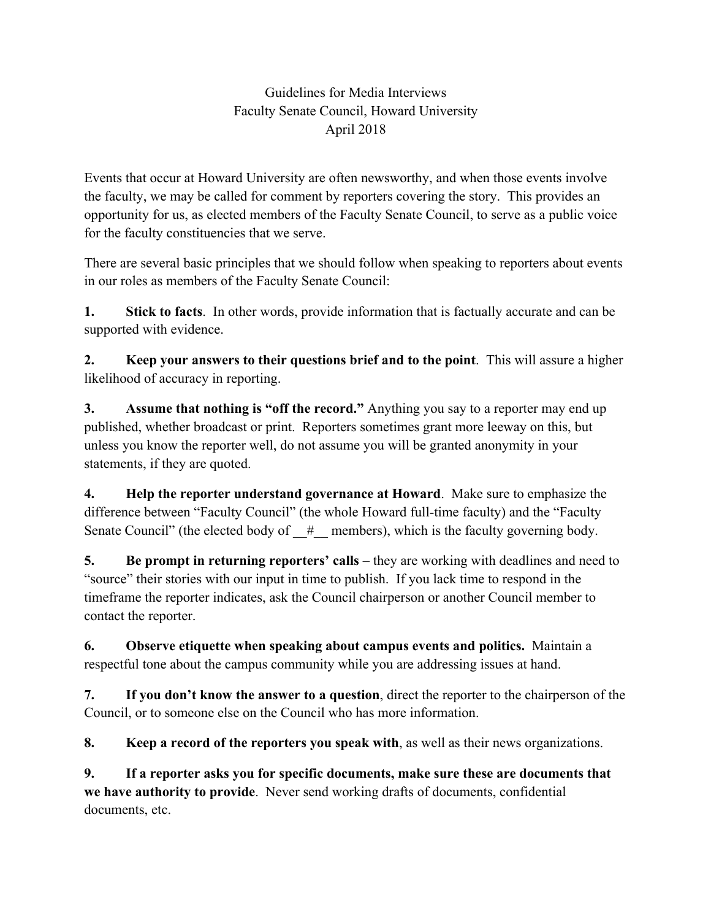# Guidelines for Media Interviews

## Faculty Senate Council, Howard University

### April 2018

Events that occur at Howard University are often newsworthy, and when those events involve the faculty, we may be called for comment by reporters covering the story. This provides an opportunity for us, as elected members of the Faculty Senate Council, to serve as a public voice for the faculty constituencies that we serve.

There are several basic principles that we should follow when speaking to reporters about events in our roles as members of the Faculty Senate Council:

**1. Stick to facts**. In other words, provide information that is factually accurate and can be supported with evidence.

**2. Keep your answers to their questions brief and to the point**. This will assure a higher likelihood of accuracy in reporting.

**3. Assume that nothing is "off the record."** Anything you say to a reporter may end up published, whether broadcast or print. Reporters sometimes grant more leeway on this, but unless you know the reporter well, do not assume you will be granted anonymity in your statements, if they are quoted.

**4. Help the reporter understand governance at Howard**. Make sure to emphasize the difference between "Faculty Council" (the whole Howard full-time faculty) and the "Faculty Senate Council" (the elected body of __#__ members), which is the faculty governing body.

**5. Be prompt in returning reporters' calls** – they are working with deadlines and need to "source" their stories with our input in time to publish. If you lack time to respond in the timeframe the reporter indicates, ask the Council chairperson or another Council member to contact the reporter.

**6. Observe etiquette when speaking about campus events and politics.** Maintain a respectful tone about the campus community while you are addressing issues at hand.

**7. If you don't know the answer to a question**, direct the reporter to the chairperson of the Council, or to someone else on the Council who has more information.

**8. Keep a record of the reporters you speak with**, as well as their news organizations.

**9. If a reporter asks you for specific documents, make sure these are documents that we have authority to provide**. Never send working drafts of documents, confidential documents, etc.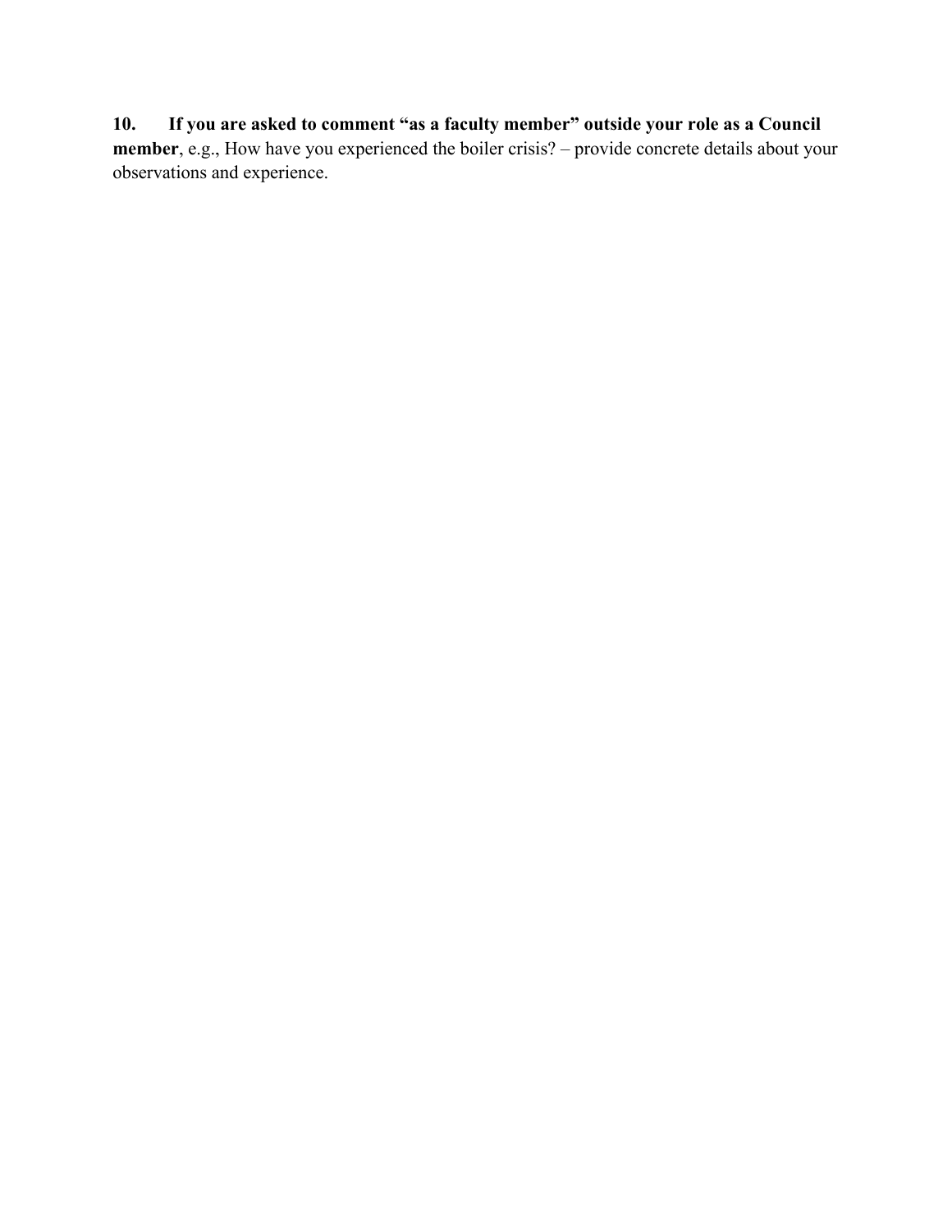**10. If you are asked to comment "as a faculty member" outside your role as a Council member**, e.g., How have you experienced the boiler crisis? – provide concrete details about your observations and experience.